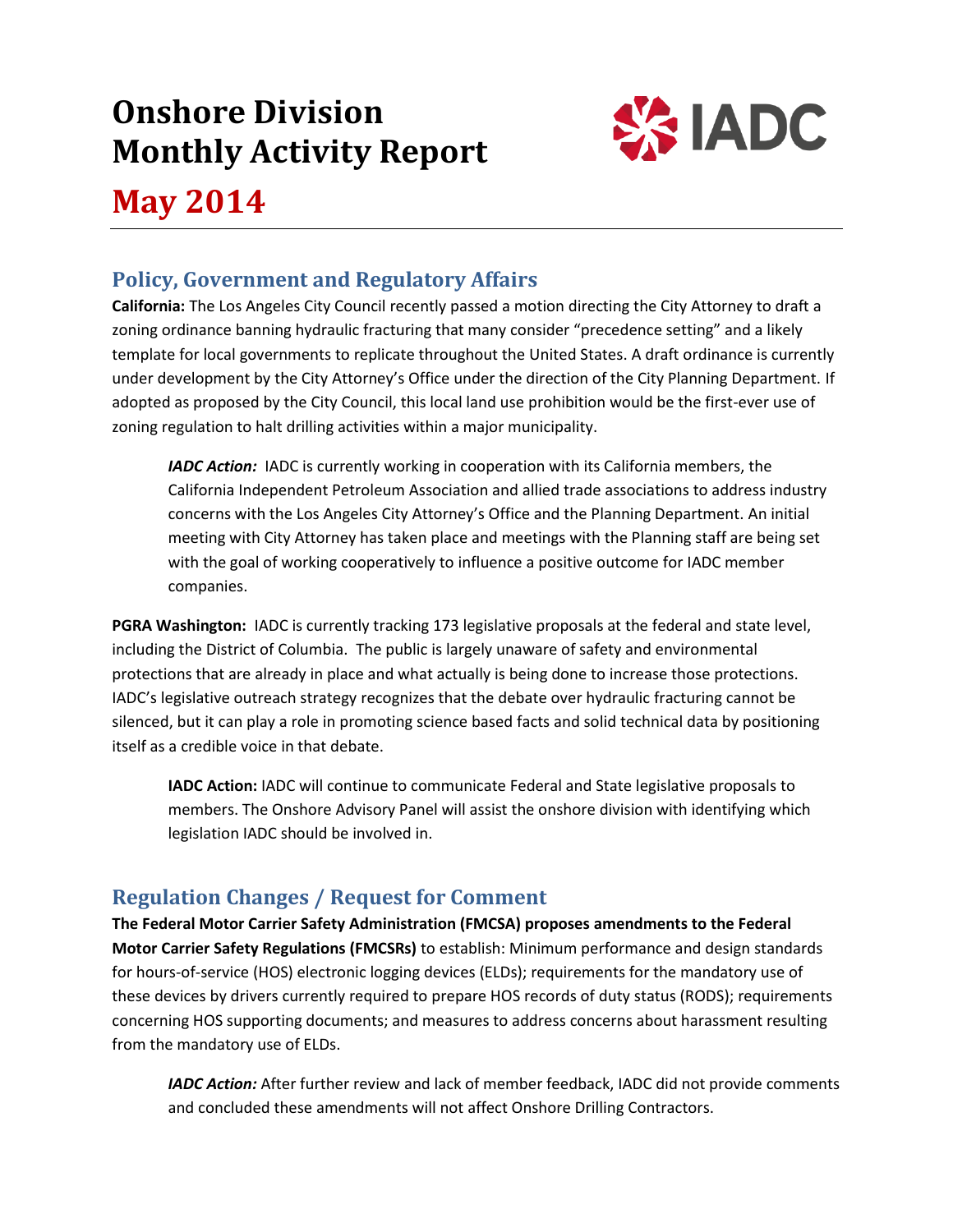# Onshore Division Monthly Activity Report

# May 2014

## Policy, Government and Regulatory Affairs

**California:** The Los Angeles City Council recently passed a motion directing the City Attorney to draft a zoning ordinance banning hydraulic fracturing that many consider "precedence setting" and a likely template for local governments to replicate throughout the United States. A draft ordinance is currently under development by the City Attorney's Office under the direction of the City Planning Department. If adopted as proposed by the City Council, this local land use prohibition would be the first-ever use of zoning regulation to halt drilling activities within a major municipality.

> ***IADC Action:*** IADC is currently working in cooperation with its California members, the California Independent Petroleum Association and allied trade associations to address industry concerns with the Los Angeles City Attorney's Office and the Planning Department. An initial meeting with City Attorney has taken place and meetings with the Planning staff are being set with the goal of working cooperatively to influence a positive outcome for IADC member companies.

**PGRA Washington:** IADC is currently tracking 173 legislative proposals at the federal and state level, including the District of Columbia. The public is largely unaware of safety and environmental protections that are already in place and what actually is being done to increase those protections. IADC's legislative outreach strategy recognizes that the debate over hydraulic fracturing cannot be silenced, but it can play a role in promoting science based facts and solid technical data by positioning itself as a credible voice in that debate.

> **IADC Action:** IADC will continue to communicate Federal and State legislative proposals to members. The Onshore Advisory Panel will assist the onshore division with identifying which legislation IADC should be involved in.

## Regulation Changes / Request for Comment

**The Federal Motor Carrier Safety Administration (FMCSA) proposes amendments to the Federal Motor Carrier Safety Regulations (FMCSRs)** to establish: Minimum performance and design standards for hours-of-service (HOS) electronic logging devices (ELDs); requirements for the mandatory use of these devices by drivers currently required to prepare HOS records of duty status (RODS); requirements concerning HOS supporting documents; and measures to address concerns about harassment resulting from the mandatory use of ELDs.

> ***IADC Action:*** After further review and lack of member feedback, IADC did not provide comments and concluded these amendments will not affect Onshore Drilling Contractors.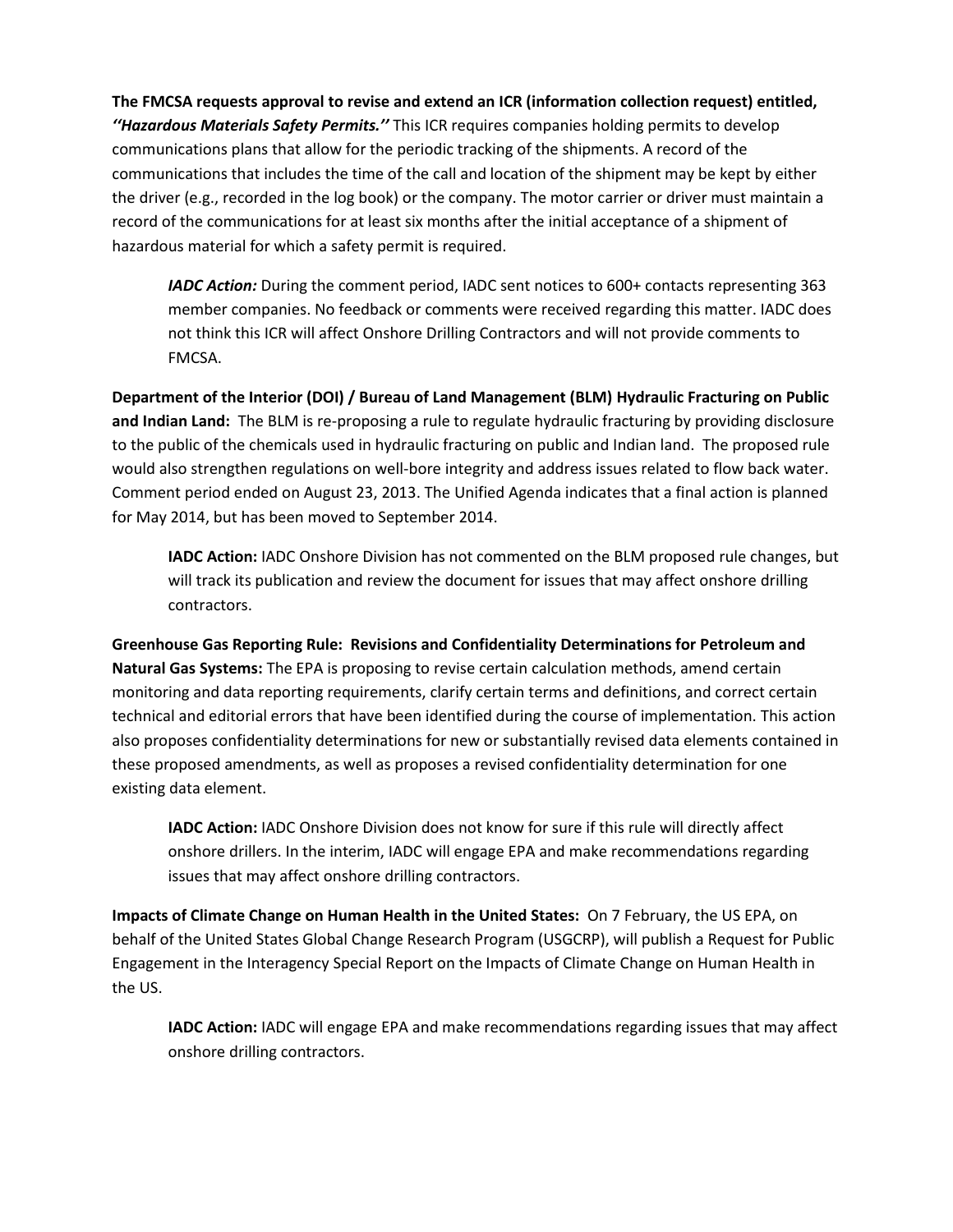**The FMCSA requests approval to revise and extend an ICR (information collection request) entitled, *''Hazardous Materials Safety Permits.''*** This ICR requires companies holding permits to develop communications plans that allow for the periodic tracking of the shipments. A record of the communications that includes the time of the call and location of the shipment may be kept by either the driver (e.g., recorded in the log book) or the company. The motor carrier or driver must maintain a record of the communications for at least six months after the initial acceptance of a shipment of hazardous material for which a safety permit is required.

> ***IADC Action:*** *During the comment period, IADC sent notices to 600+ contacts representing 363 member companies. No feedback or comments were received regarding this matter. IADC does not think this ICR will affect Onshore Drilling Contractors and will not provide comments to FMCSA.*

**Department of the Interior (DOI) / Bureau of Land Management (BLM) Hydraulic Fracturing on Public and Indian Land:** The BLM is re-proposing a rule to regulate hydraulic fracturing by providing disclosure to the public of the chemicals used in hydraulic fracturing on public and Indian land. The proposed rule would also strengthen regulations on well-bore integrity and address issues related to flow back water. Comment period ended on August 23, 2013. The Unified Agenda indicates that a final action is planned for May 2014, but has been moved to September 2014.

> **IADC Action:** IADC Onshore Division has not commented on the BLM proposed rule changes, but will track its publication and review the document for issues that may affect onshore drilling contractors.

**Greenhouse Gas Reporting Rule: Revisions and Confidentiality Determinations for Petroleum and Natural Gas Systems:** The EPA is proposing to revise certain calculation methods, amend certain monitoring and data reporting requirements, clarify certain terms and definitions, and correct certain technical and editorial errors that have been identified during the course of implementation. This action also proposes confidentiality determinations for new or substantially revised data elements contained in these proposed amendments, as well as proposes a revised confidentiality determination for one existing data element.

> **IADC Action:** IADC Onshore Division does not know for sure if this rule will directly affect onshore drillers. In the interim, IADC will engage EPA and make recommendations regarding issues that may affect onshore drilling contractors.

**Impacts of Climate Change on Human Health in the United States:** On 7 February, the US EPA, on behalf of the United States Global Change Research Program (USGCRP), will publish a Request for Public Engagement in the Interagency Special Report on the Impacts of Climate Change on Human Health in the US.

> **IADC Action:** IADC will engage EPA and make recommendations regarding issues that may affect onshore drilling contractors.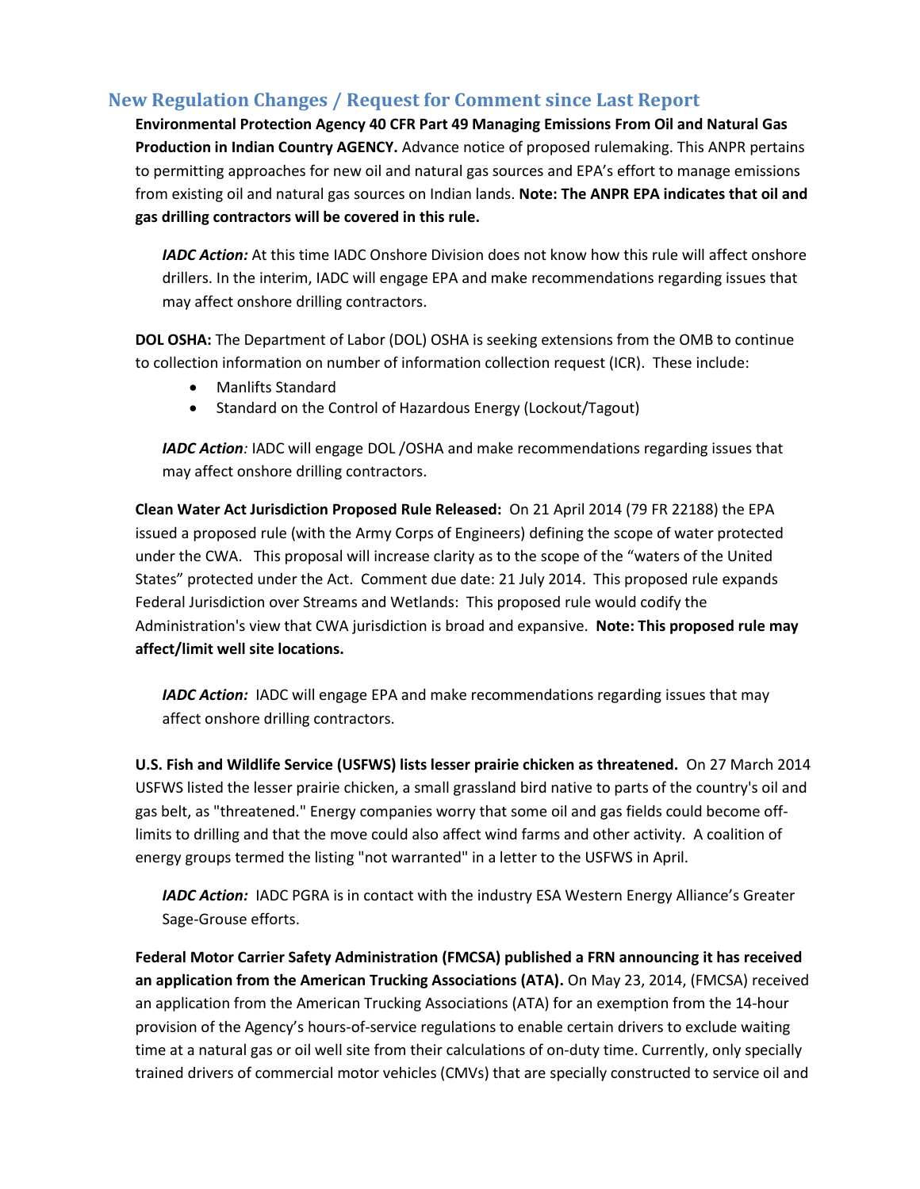## New Regulation Changes / Request for Comment since Last Report

**Environmental Protection Agency 40 CFR Part 49 Managing Emissions From Oil and Natural Gas Production in Indian Country AGENCY.** Advance notice of proposed rulemaking. This ANPR pertains to permitting approaches for new oil and natural gas sources and EPA's effort to manage emissions from existing oil and natural gas sources on Indian lands. **Note: The ANPR EPA indicates that oil and gas drilling contractors will be covered in this rule.**

> ***IADC Action:*** At this time IADC Onshore Division does not know how this rule will affect onshore drillers. In the interim, IADC will engage EPA and make recommendations regarding issues that may affect onshore drilling contractors.

**DOL OSHA:** The Department of Labor (DOL) OSHA is seeking extensions from the OMB to continue to collection information on number of information collection request (ICR). These include:

- Manlifts Standard
- Standard on the Control of Hazardous Energy (Lockout/Tagout)

> ***IADC Action****:* IADC will engage DOL /OSHA and make recommendations regarding issues that may affect onshore drilling contractors.

**Clean Water Act Jurisdiction Proposed Rule Released:** On 21 April 2014 (79 FR 22188) the EPA issued a proposed rule (with the Army Corps of Engineers) defining the scope of water protected under the CWA. This proposal will increase clarity as to the scope of the "waters of the United States" protected under the Act. Comment due date: 21 July 2014. This proposed rule expands Federal Jurisdiction over Streams and Wetlands: This proposed rule would codify the Administration's view that CWA jurisdiction is broad and expansive. **Note: This proposed rule may affect/limit well site locations.**

> ***IADC Action:*** IADC will engage EPA and make recommendations regarding issues that may affect onshore drilling contractors.

**U.S. Fish and Wildlife Service (USFWS) lists lesser prairie chicken as threatened.** On 27 March 2014 USFWS listed the lesser prairie chicken, a small grassland bird native to parts of the country's oil and gas belt, as "threatened." Energy companies worry that some oil and gas fields could become off-limits to drilling and that the move could also affect wind farms and other activity. A coalition of energy groups termed the listing "not warranted" in a letter to the USFWS in April.

> ***IADC Action:*** IADC PGRA is in contact with the industry ESA Western Energy Alliance's Greater Sage-Grouse efforts.

**Federal Motor Carrier Safety Administration (FMCSA) published a FRN announcing it has received an application from the American Trucking Associations (ATA).** On May 23, 2014, (FMCSA) received an application from the American Trucking Associations (ATA) for an exemption from the 14-hour provision of the Agency's hours-of-service regulations to enable certain drivers to exclude waiting time at a natural gas or oil well site from their calculations of on-duty time. Currently, only specially trained drivers of commercial motor vehicles (CMVs) that are specially constructed to service oil and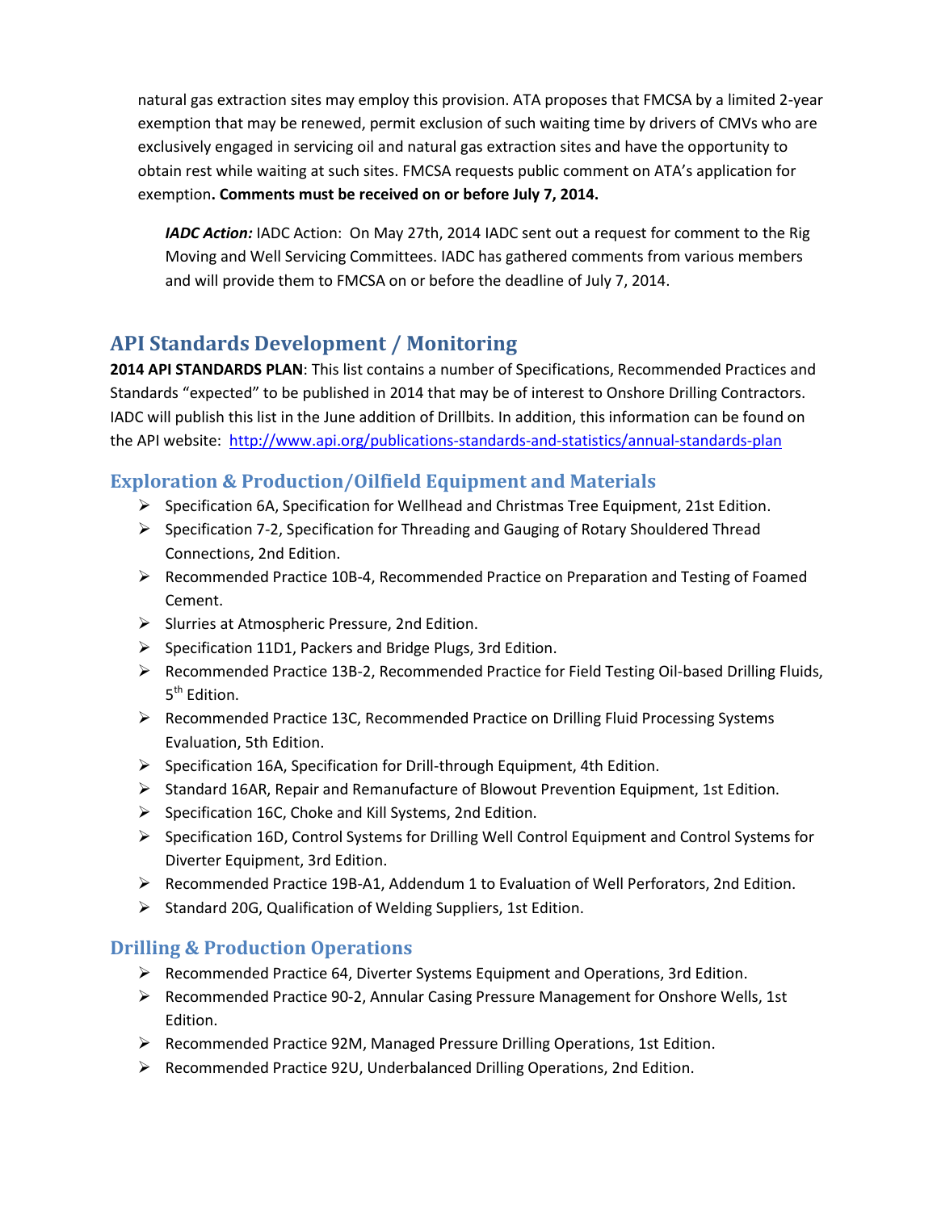natural gas extraction sites may employ this provision. ATA proposes that FMCSA by a limited 2-year exemption that may be renewed, permit exclusion of such waiting time by drivers of CMVs who are exclusively engaged in servicing oil and natural gas extraction sites and have the opportunity to obtain rest while waiting at such sites. FMCSA requests public comment on ATA's application for exemption**. Comments must be received on or before July 7, 2014.**

> ***IADC Action:*** IADC Action: On May 27th, 2014 IADC sent out a request for comment to the Rig Moving and Well Servicing Committees. IADC has gathered comments from various members and will provide them to FMCSA on or before the deadline of July 7, 2014.

## API Standards Development / Monitoring

**2014 API STANDARDS PLAN**: This list contains a number of Specifications, Recommended Practices and Standards "expected" to be published in 2014 that may be of interest to Onshore Drilling Contractors. IADC will publish this list in the June addition of Drillbits. In addition, this information can be found on the API website: http://www.api.org/publications-standards-and-statistics/annual-standards-plan

### Exploration & Production/Oilfield Equipment and Materials

- Specification 6A, Specification for Wellhead and Christmas Tree Equipment, 21st Edition.
- Specification 7-2, Specification for Threading and Gauging of Rotary Shouldered Thread Connections, 2nd Edition.
- Recommended Practice 10B-4, Recommended Practice on Preparation and Testing of Foamed Cement.
- Slurries at Atmospheric Pressure, 2nd Edition.
- Specification 11D1, Packers and Bridge Plugs, 3rd Edition.
- Recommended Practice 13B-2, Recommended Practice for Field Testing Oil-based Drilling Fluids, 5th Edition.
- Recommended Practice 13C, Recommended Practice on Drilling Fluid Processing Systems Evaluation, 5th Edition.
- Specification 16A, Specification for Drill-through Equipment, 4th Edition.
- Standard 16AR, Repair and Remanufacture of Blowout Prevention Equipment, 1st Edition.
- Specification 16C, Choke and Kill Systems, 2nd Edition.
- Specification 16D, Control Systems for Drilling Well Control Equipment and Control Systems for Diverter Equipment, 3rd Edition.
- Recommended Practice 19B-A1, Addendum 1 to Evaluation of Well Perforators, 2nd Edition.
- Standard 20G, Qualification of Welding Suppliers, 1st Edition.

### Drilling & Production Operations

- Recommended Practice 64, Diverter Systems Equipment and Operations, 3rd Edition.
- Recommended Practice 90-2, Annular Casing Pressure Management for Onshore Wells, 1st Edition.
- Recommended Practice 92M, Managed Pressure Drilling Operations, 1st Edition.
- Recommended Practice 92U, Underbalanced Drilling Operations, 2nd Edition.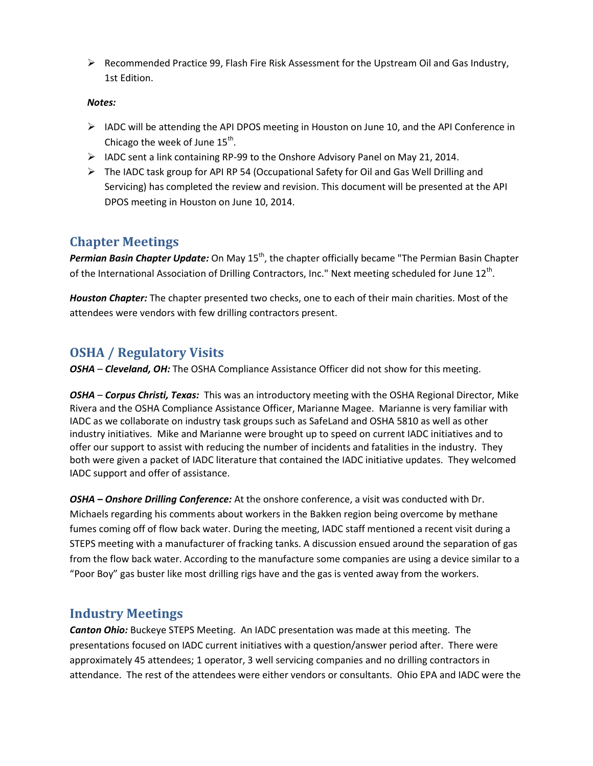- Recommended Practice 99, Flash Fire Risk Assessment for the Upstream Oil and Gas Industry, 1st Edition.

***Notes:***

- IADC will be attending the API DPOS meeting in Houston on June 10, and the API Conference in Chicago the week of June 15th.
- IADC sent a link containing RP-99 to the Onshore Advisory Panel on May 21, 2014.
- The IADC task group for API RP 54 (Occupational Safety for Oil and Gas Well Drilling and Servicing) has completed the review and revision. This document will be presented at the API DPOS meeting in Houston on June 10, 2014.

## Chapter Meetings

***Permian Basin Chapter Update:*** On May 15th, the chapter officially became "The Permian Basin Chapter of the International Association of Drilling Contractors, Inc." Next meeting scheduled for June 12th.

***Houston Chapter:*** The chapter presented two checks, one to each of their main charities. Most of the attendees were vendors with few drilling contractors present.

## OSHA / Regulatory Visits

***OSHA – Cleveland, OH:*** The OSHA Compliance Assistance Officer did not show for this meeting.

***OSHA – Corpus Christi, Texas:*** This was an introductory meeting with the OSHA Regional Director, Mike Rivera and the OSHA Compliance Assistance Officer, Marianne Magee. Marianne is very familiar with IADC as we collaborate on industry task groups such as SafeLand and OSHA 5810 as well as other industry initiatives. Mike and Marianne were brought up to speed on current IADC initiatives and to offer our support to assist with reducing the number of incidents and fatalities in the industry. They both were given a packet of IADC literature that contained the IADC initiative updates. They welcomed IADC support and offer of assistance.

***OSHA – Onshore Drilling Conference:*** At the onshore conference, a visit was conducted with Dr. Michaels regarding his comments about workers in the Bakken region being overcome by methane fumes coming off of flow back water. During the meeting, IADC staff mentioned a recent visit during a STEPS meeting with a manufacturer of fracking tanks. A discussion ensued around the separation of gas from the flow back water. According to the manufacture some companies are using a device similar to a "Poor Boy" gas buster like most drilling rigs have and the gas is vented away from the workers.

## Industry Meetings

***Canton Ohio:*** Buckeye STEPS Meeting. An IADC presentation was made at this meeting. The presentations focused on IADC current initiatives with a question/answer period after. There were approximately 45 attendees; 1 operator, 3 well servicing companies and no drilling contractors in attendance. The rest of the attendees were either vendors or consultants. Ohio EPA and IADC were the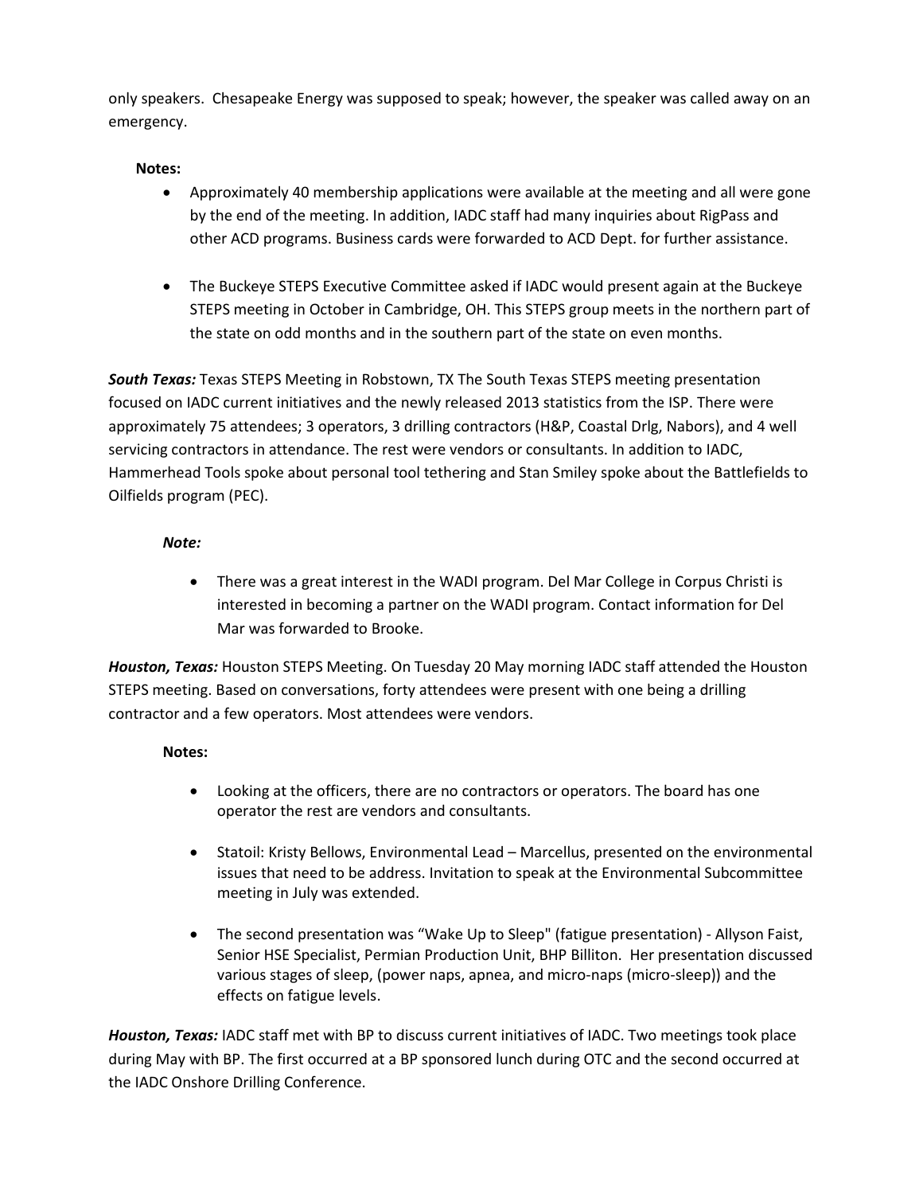only speakers. Chesapeake Energy was supposed to speak; however, the speaker was called away on an emergency.

**Notes:**

- Approximately 40 membership applications were available at the meeting and all were gone by the end of the meeting. In addition, IADC staff had many inquiries about RigPass and other ACD programs. Business cards were forwarded to ACD Dept. for further assistance.

- The Buckeye STEPS Executive Committee asked if IADC would present again at the Buckeye STEPS meeting in October in Cambridge, OH. This STEPS group meets in the northern part of the state on odd months and in the southern part of the state on even months.

***South Texas:*** Texas STEPS Meeting in Robstown, TX The South Texas STEPS meeting presentation focused on IADC current initiatives and the newly released 2013 statistics from the ISP. There were approximately 75 attendees; 3 operators, 3 drilling contractors (H&P, Coastal Drlg, Nabors), and 4 well servicing contractors in attendance. The rest were vendors or consultants. In addition to IADC, Hammerhead Tools spoke about personal tool tethering and Stan Smiley spoke about the Battlefields to Oilfields program (PEC).

***Note:***

- There was a great interest in the WADI program. Del Mar College in Corpus Christi is interested in becoming a partner on the WADI program. Contact information for Del Mar was forwarded to Brooke.

***Houston, Texas:*** Houston STEPS Meeting. On Tuesday 20 May morning IADC staff attended the Houston STEPS meeting. Based on conversations, forty attendees were present with one being a drilling contractor and a few operators. Most attendees were vendors.

**Notes:**

- Looking at the officers, there are no contractors or operators. The board has one operator the rest are vendors and consultants.

- Statoil: Kristy Bellows, Environmental Lead – Marcellus, presented on the environmental issues that need to be address. Invitation to speak at the Environmental Subcommittee meeting in July was extended.

- The second presentation was "Wake Up to Sleep" (fatigue presentation) - Allyson Faist, Senior HSE Specialist, Permian Production Unit, BHP Billiton. Her presentation discussed various stages of sleep, (power naps, apnea, and micro-naps (micro-sleep)) and the effects on fatigue levels.

***Houston, Texas:*** IADC staff met with BP to discuss current initiatives of IADC. Two meetings took place during May with BP. The first occurred at a BP sponsored lunch during OTC and the second occurred at the IADC Onshore Drilling Conference.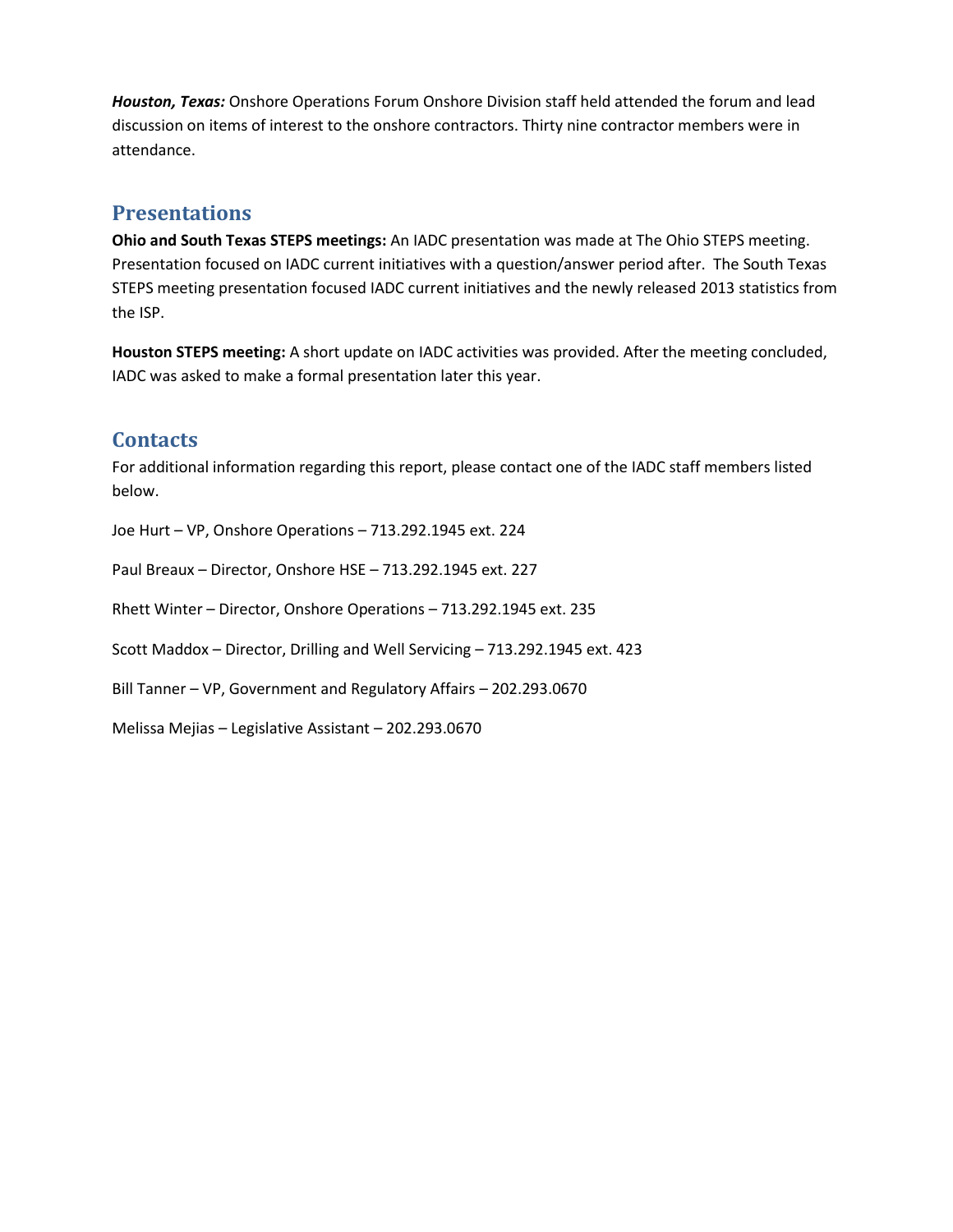***Houston, Texas:*** Onshore Operations Forum Onshore Division staff held attended the forum and lead discussion on items of interest to the onshore contractors. Thirty nine contractor members were in attendance.

## Presentations

**Ohio and South Texas STEPS meetings:** An IADC presentation was made at The Ohio STEPS meeting. Presentation focused on IADC current initiatives with a question/answer period after. The South Texas STEPS meeting presentation focused IADC current initiatives and the newly released 2013 statistics from the ISP.

**Houston STEPS meeting:** A short update on IADC activities was provided. After the meeting concluded, IADC was asked to make a formal presentation later this year.

## Contacts

For additional information regarding this report, please contact one of the IADC staff members listed below.

Joe Hurt – VP, Onshore Operations – 713.292.1945 ext. 224

Paul Breaux – Director, Onshore HSE – 713.292.1945 ext. 227

Rhett Winter – Director, Onshore Operations – 713.292.1945 ext. 235

Scott Maddox – Director, Drilling and Well Servicing – 713.292.1945 ext. 423

Bill Tanner – VP, Government and Regulatory Affairs – 202.293.0670

Melissa Mejias – Legislative Assistant – 202.293.0670